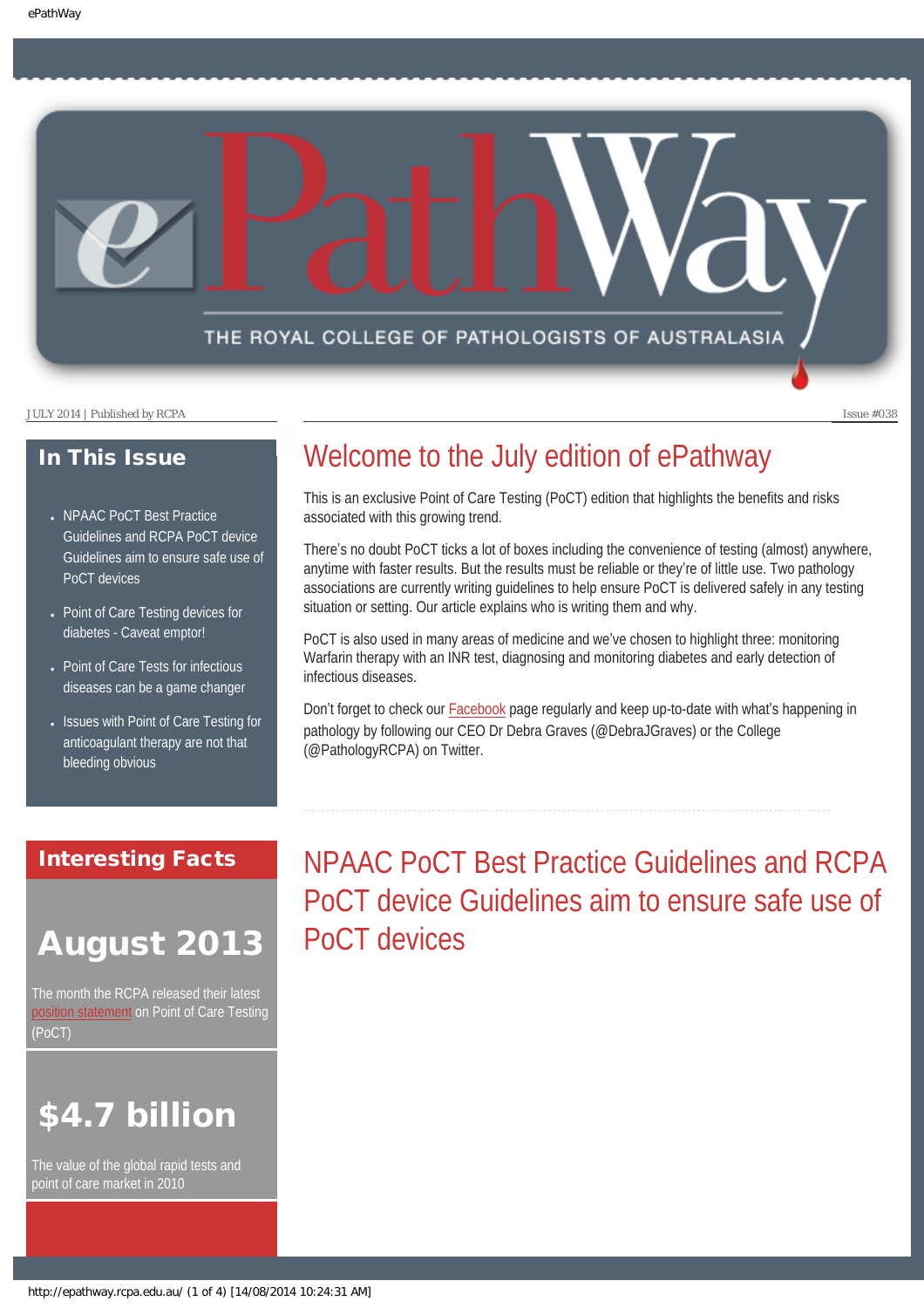# ePathWay

THE ROYAL COLLEGE OF PATHOLOGISTS OF AUSTRALASIA

JULY 2014 | Published by RCPA

Issue #038

## In This Issue

- NPAAC PoCT Best Practice Guidelines and RCPA PoCT device Guidelines aim to ensure safe use of PoCT devices
- Point of Care Testing devices for diabetes - Caveat emptor!
- Point of Care Tests for infectious diseases can be a game changer
- Issues with Point of Care Testing for anticoagulant therapy are not that bleeding obvious

## Interesting Facts

### August 2013

The month the RCPA released their latest position statement on Point of Care Testing (PoCT)

### $4.7 billion

The value of the global rapid tests and point of care market in 2010

# Welcome to the July edition of ePathway

This is an exclusive Point of Care Testing (PoCT) edition that highlights the benefits and risks associated with this growing trend.

There's no doubt PoCT ticks a lot of boxes including the convenience of testing (almost) anywhere, anytime with faster results. But the results must be reliable or they're of little use. Two pathology associations are currently writing guidelines to help ensure PoCT is delivered safely in any testing situation or setting. Our article explains who is writing them and why.

PoCT is also used in many areas of medicine and we've chosen to highlight three: monitoring Warfarin therapy with an INR test, diagnosing and monitoring diabetes and early detection of infectious diseases.

Don't forget to check our Facebook page regularly and keep up-to-date with what's happening in pathology by following our CEO Dr Debra Graves (@DebraJGraves) or the College (@PathologyRCPA) on Twitter.

# NPAAC PoCT Best Practice Guidelines and RCPA PoCT device Guidelines aim to ensure safe use of PoCT devices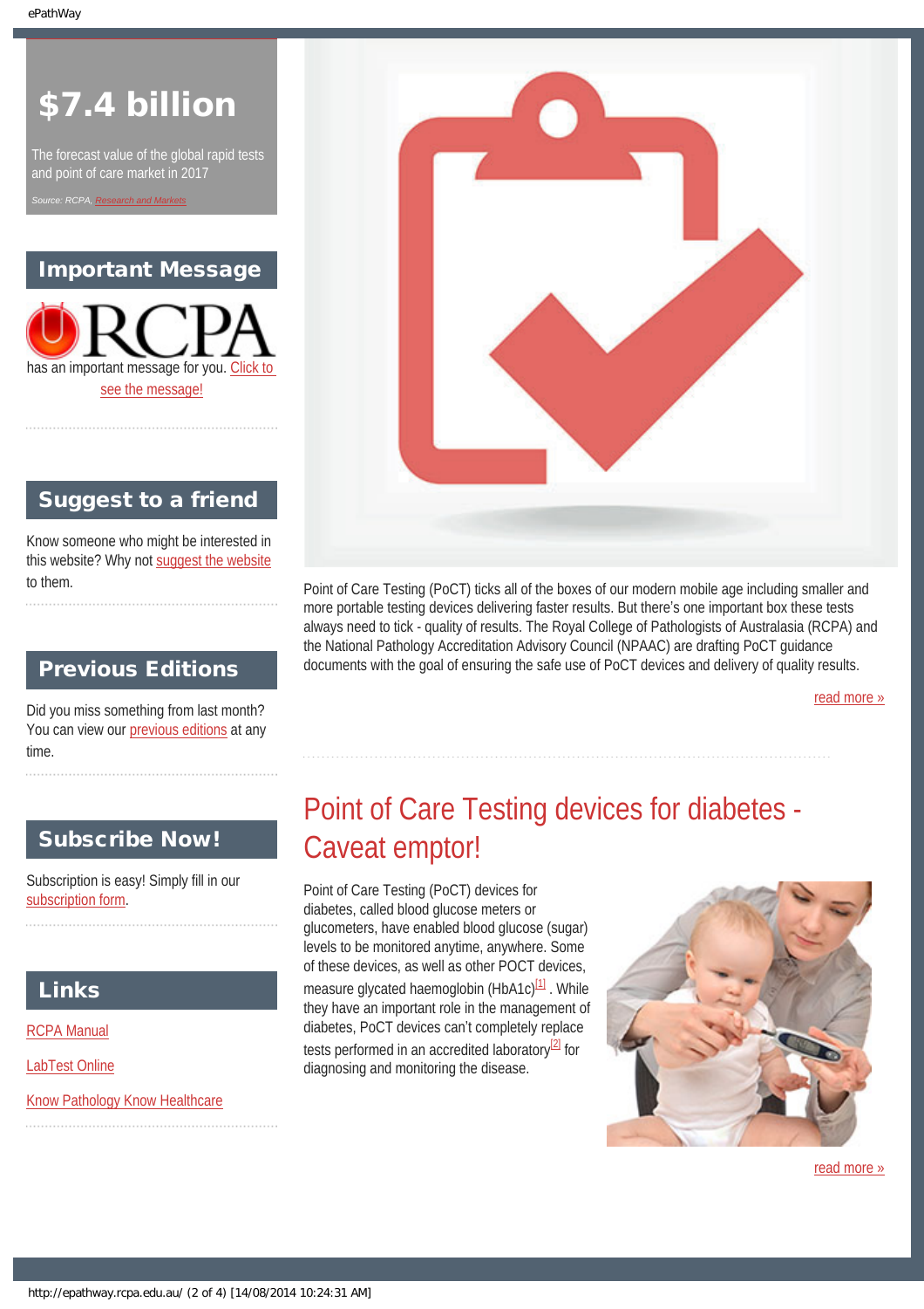# $7.4 billion

The forecast value of the global rapid tests and point of care market in 2017

*Source: RCPA, Research and Markets*

## Important Message

RCPA has an important message for you. Click to see the message!

## Suggest to a friend

Know someone who might be interested in this website? Why not suggest the website to them.

## Previous Editions

Did you miss something from last month? You can view our previous editions at any time.

## Subscribe Now!

Subscription is easy! Simply fill in our subscription form.

## Links

RCPA Manual

LabTest Online

Know Pathology Know Healthcare

---

Point of Care Testing (PoCT) ticks all of the boxes of our modern mobile age including smaller and more portable testing devices delivering faster results. But there's one important box these tests always need to tick - quality of results. The Royal College of Pathologists of Australasia (RCPA) and the National Pathology Accreditation Advisory Council (NPAAC) are drafting PoCT guidance documents with the goal of ensuring the safe use of PoCT devices and delivery of quality results.

read more »

# Point of Care Testing devices for diabetes - Caveat emptor!

Point of Care Testing (PoCT) devices for diabetes, called blood glucose meters or glucometers, have enabled blood glucose (sugar) levels to be monitored anytime, anywhere. Some of these devices, as well as other POCT devices, measure glycated haemoglobin (HbA1c)[1] . While they have an important role in the management of diabetes, PoCT devices can't completely replace tests performed in an accredited laboratory[2] for diagnosing and monitoring the disease.

read more »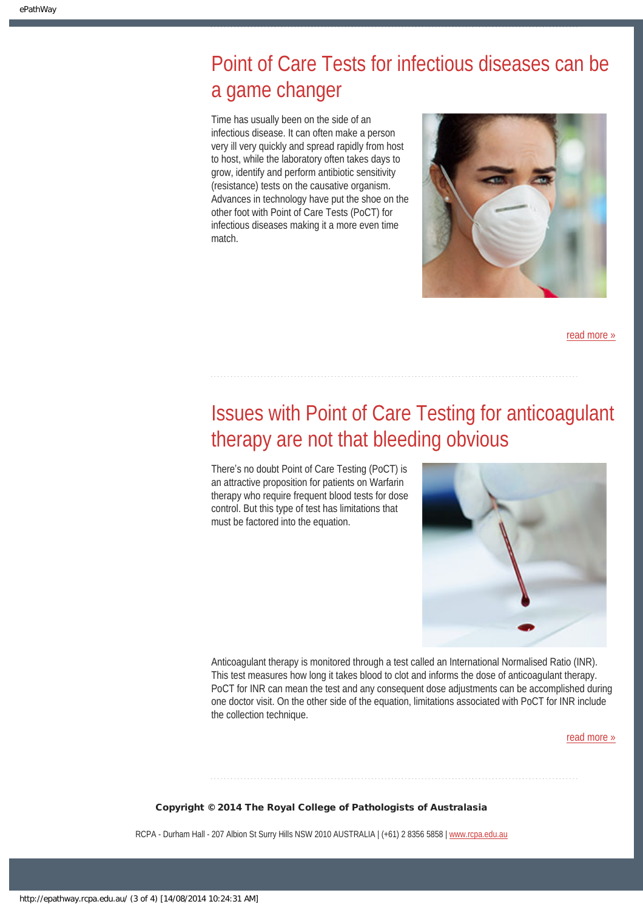## Point of Care Tests for infectious diseases can be a game changer

Time has usually been on the side of an infectious disease. It can often make a person very ill very quickly and spread rapidly from host to host, while the laboratory often takes days to grow, identify and perform antibiotic sensitivity (resistance) tests on the causative organism. Advances in technology have put the shoe on the other foot with Point of Care Tests (PoCT) for infectious diseases making it a more even time match.

read more »

## Issues with Point of Care Testing for anticoagulant therapy are not that bleeding obvious

There's no doubt Point of Care Testing (PoCT) is an attractive proposition for patients on Warfarin therapy who require frequent blood tests for dose control. But this type of test has limitations that must be factored into the equation.

Anticoagulant therapy is monitored through a test called an International Normalised Ratio (INR). This test measures how long it takes blood to clot and informs the dose of anticoagulant therapy. PoCT for INR can mean the test and any consequent dose adjustments can be accomplished during one doctor visit. On the other side of the equation, limitations associated with PoCT for INR include the collection technique.

read more »

**Copyright © 2014 The Royal College of Pathologists of Australasia**

RCPA - Durham Hall - 207 Albion St Surry Hills NSW 2010 AUSTRALIA | (+61) 2 8356 5858 | www.rcpa.edu.au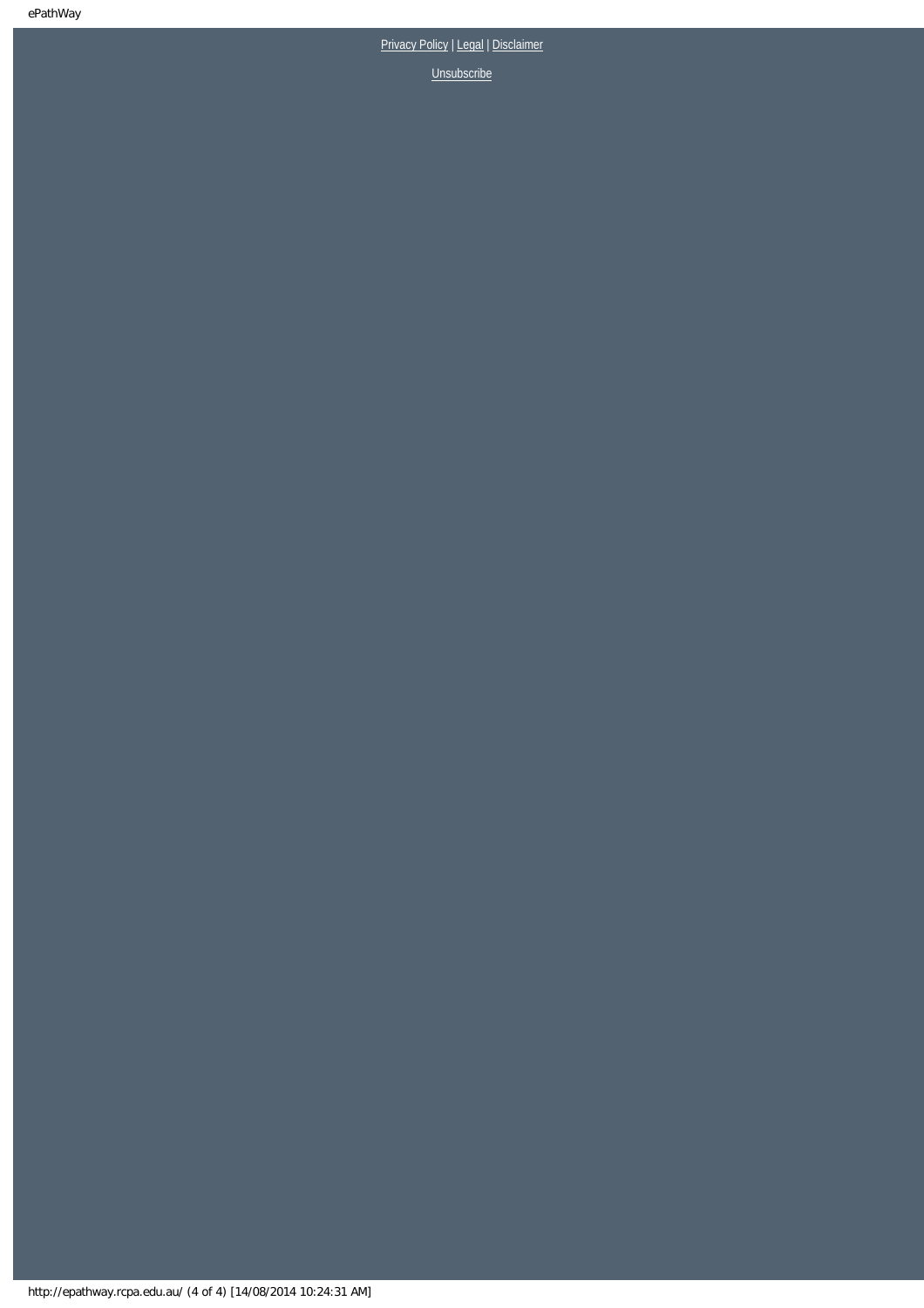Privacy Policy | Legal | Disclaimer

Unsubscribe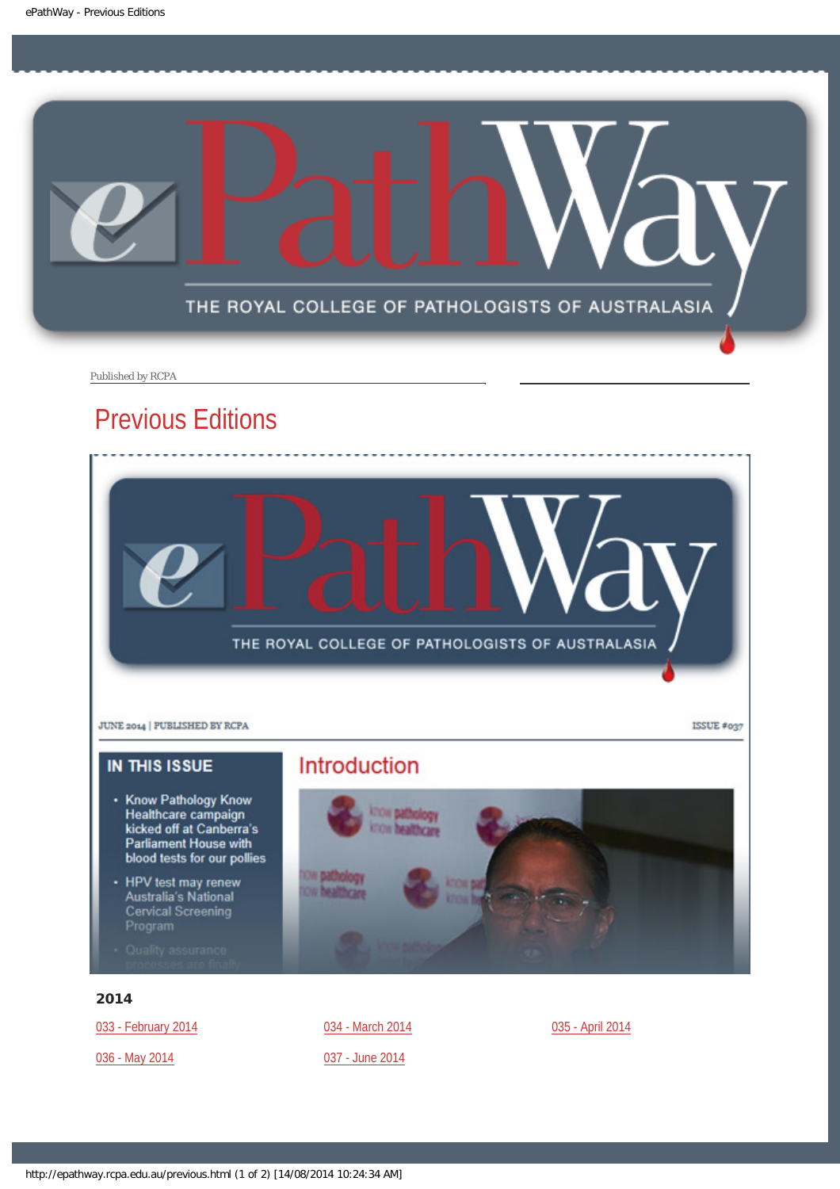Published by RCPA

# Previous Editions

JUNE 2014 | PUBLISHED BY RCPA

ISSUE #037

**IN THIS ISSUE**

- Know Pathology Know Healthcare campaign kicked off at Canberra's Parliament House with blood tests for our pollies
- HPV test may renew Australia's National Cervical Screening Program
- Quality assurance processes are finally

## Introduction

### 2014

033 - February 2014

034 - March 2014

035 - April 2014

036 - May 2014

037 - June 2014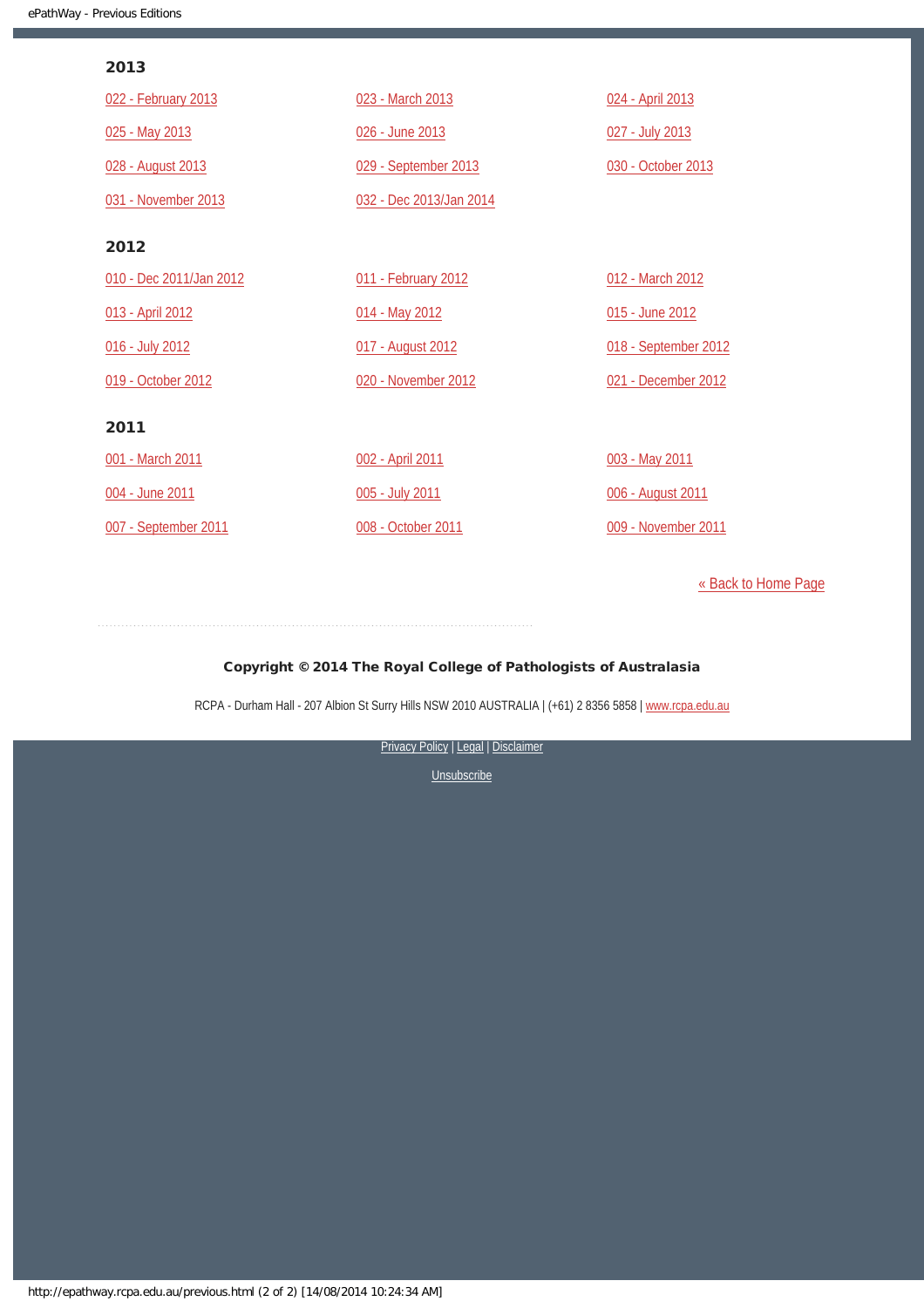## 2013

022 - February 2013

023 - March 2013

024 - April 2013

025 - May 2013

026 - June 2013

027 - July 2013

028 - August 2013

029 - September 2013

030 - October 2013

031 - November 2013

032 - Dec 2013/Jan 2014

## 2012

010 - Dec 2011/Jan 2012

011 - February 2012

012 - March 2012

013 - April 2012

014 - May 2012

015 - June 2012

016 - July 2012

017 - August 2012

018 - September 2012

019 - October 2012

020 - November 2012

021 - December 2012

## 2011

001 - March 2011

002 - April 2011

003 - May 2011

004 - June 2011

005 - July 2011

006 - August 2011

007 - September 2011

008 - October 2011

009 - November 2011

« Back to Home Page

**Copyright © 2014 The Royal College of Pathologists of Australasia**

RCPA - Durham Hall - 207 Albion St Surry Hills NSW 2010 AUSTRALIA | (+61) 2 8356 5858 | www.rcpa.edu.au

Privacy Policy | Legal | Disclaimer

Unsubscribe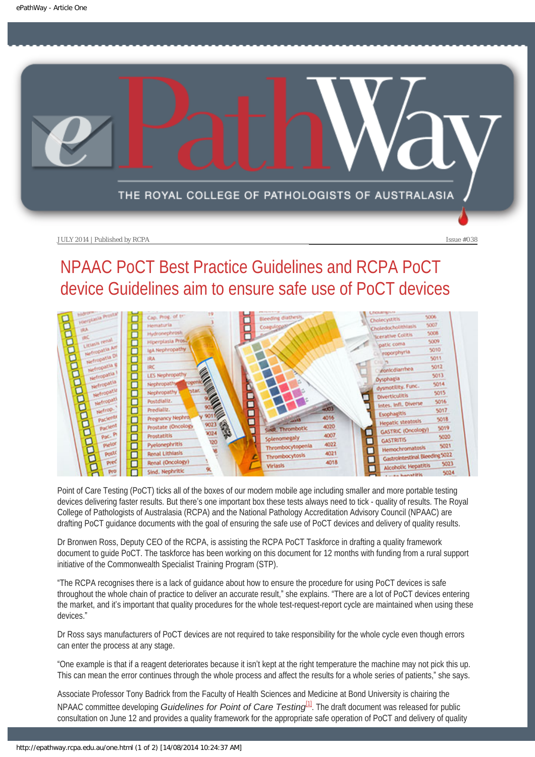JULY 2014 | Published by RCPA Issue #038

# NPAAC PoCT Best Practice Guidelines and RCPA PoCT device Guidelines aim to ensure safe use of PoCT devices

Point of Care Testing (PoCT) ticks all of the boxes of our modern mobile age including smaller and more portable testing devices delivering faster results. But there's one important box these tests always need to tick - quality of results. The Royal College of Pathologists of Australasia (RCPA) and the National Pathology Accreditation Advisory Council (NPAAC) are drafting PoCT guidance documents with the goal of ensuring the safe use of PoCT devices and delivery of quality results.

Dr Bronwen Ross, Deputy CEO of the RCPA, is assisting the RCPA PoCT Taskforce in drafting a quality framework document to guide PoCT. The taskforce has been working on this document for 12 months with funding from a rural support initiative of the Commonwealth Specialist Training Program (STP).

"The RCPA recognises there is a lack of guidance about how to ensure the procedure for using PoCT devices is safe throughout the whole chain of practice to deliver an accurate result," she explains. "There are a lot of PoCT devices entering the market, and it's important that quality procedures for the whole test-request-report cycle are maintained when using these devices."

Dr Ross says manufacturers of PoCT devices are not required to take responsibility for the whole cycle even though errors can enter the process at any stage.

"One example is that if a reagent deteriorates because it isn't kept at the right temperature the machine may not pick this up. This can mean the error continues through the whole process and affect the results for a whole series of patients," she says.

Associate Professor Tony Badrick from the Faculty of Health Sciences and Medicine at Bond University is chairing the NPAAC committee developing *Guidelines for Point of Care Testing*[1]. The draft document was released for public consultation on June 12 and provides a quality framework for the appropriate safe operation of PoCT and delivery of quality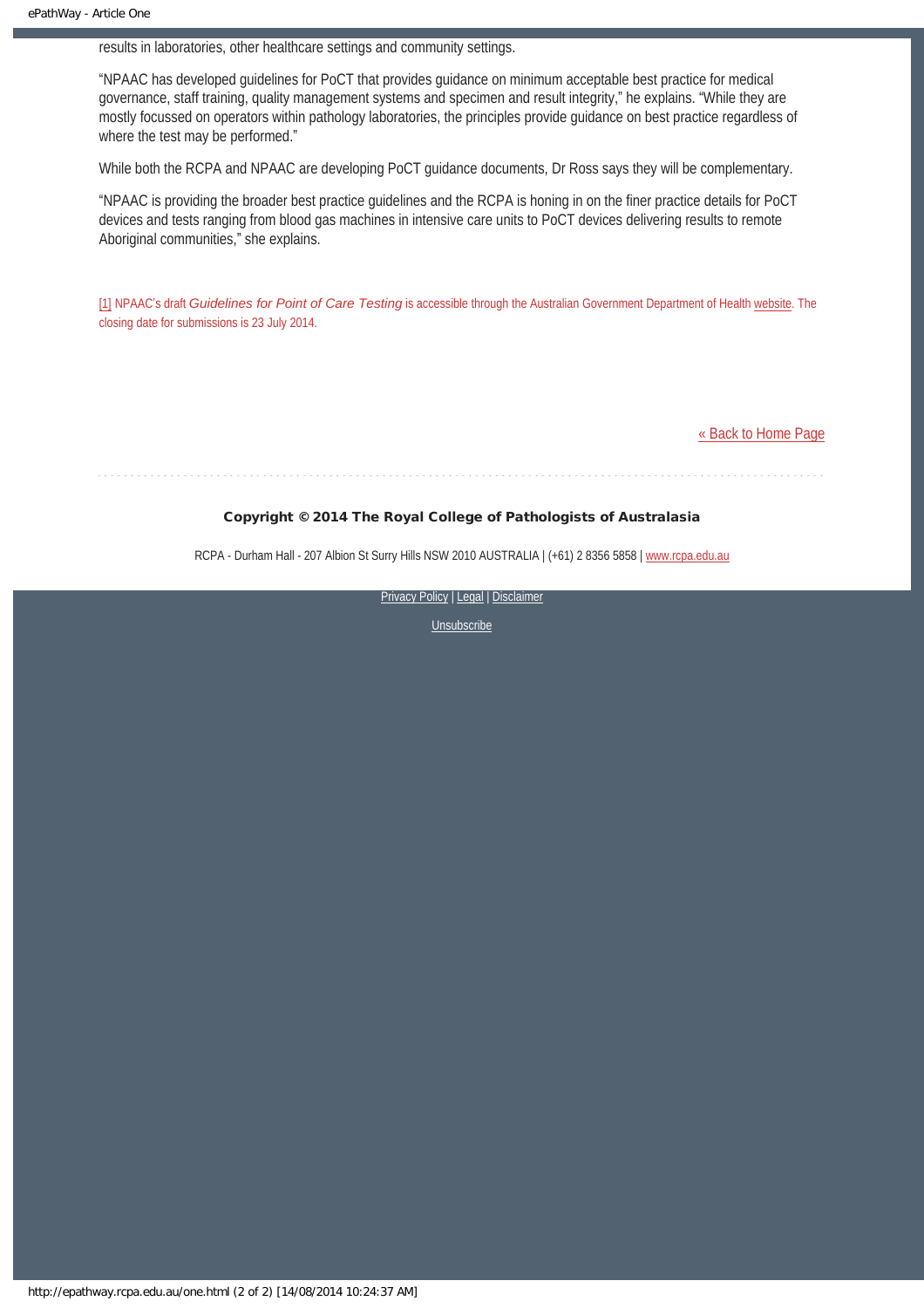results in laboratories, other healthcare settings and community settings.

"NPAAC has developed guidelines for PoCT that provides guidance on minimum acceptable best practice for medical governance, staff training, quality management systems and specimen and result integrity," he explains. "While they are mostly focussed on operators within pathology laboratories, the principles provide guidance on best practice regardless of where the test may be performed."

While both the RCPA and NPAAC are developing PoCT guidance documents, Dr Ross says they will be complementary.

"NPAAC is providing the broader best practice guidelines and the RCPA is honing in on the finer practice details for PoCT devices and tests ranging from blood gas machines in intensive care units to PoCT devices delivering results to remote Aboriginal communities," she explains.

[1] NPAAC's draft *Guidelines for Point of Care Testing* is accessible through the Australian Government Department of Health website. The closing date for submissions is 23 July 2014.

« Back to Home Page

**Copyright © 2014 The Royal College of Pathologists of Australasia**

RCPA - Durham Hall - 207 Albion St Surry Hills NSW 2010 AUSTRALIA | (+61) 2 8356 5858 | www.rcpa.edu.au

Privacy Policy | Legal | Disclaimer

Unsubscribe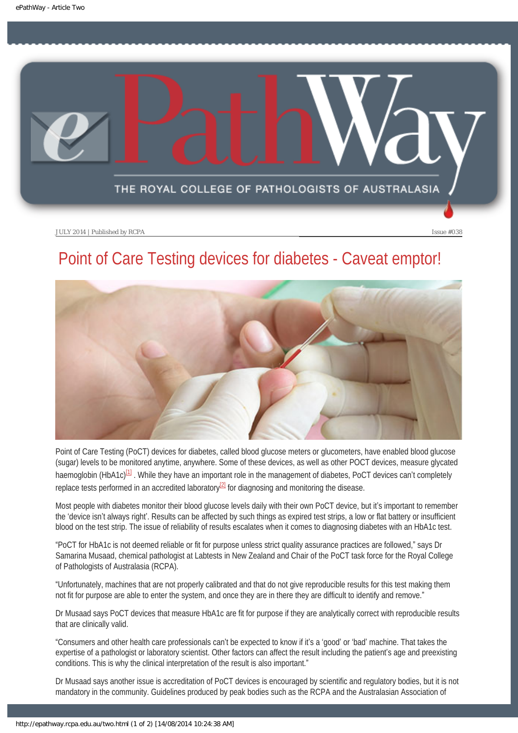JULY 2014 | Published by RCPA

Issue #038

# Point of Care Testing devices for diabetes - Caveat emptor!

Point of Care Testing (PoCT) devices for diabetes, called blood glucose meters or glucometers, have enabled blood glucose (sugar) levels to be monitored anytime, anywhere. Some of these devices, as well as other POCT devices, measure glycated haemoglobin (HbA1c)[1] . While they have an important role in the management of diabetes, PoCT devices can't completely replace tests performed in an accredited laboratory[2] for diagnosing and monitoring the disease.

Most people with diabetes monitor their blood glucose levels daily with their own PoCT device, but it's important to remember the 'device isn't always right'. Results can be affected by such things as expired test strips, a low or flat battery or insufficient blood on the test strip. The issue of reliability of results escalates when it comes to diagnosing diabetes with an HbA1c test.

"PoCT for HbA1c is not deemed reliable or fit for purpose unless strict quality assurance practices are followed," says Dr Samarina Musaad, chemical pathologist at Labtests in New Zealand and Chair of the PoCT task force for the Royal College of Pathologists of Australasia (RCPA).

"Unfortunately, machines that are not properly calibrated and that do not give reproducible results for this test making them not fit for purpose are able to enter the system, and once they are in there they are difficult to identify and remove."

Dr Musaad says PoCT devices that measure HbA1c are fit for purpose if they are analytically correct with reproducible results that are clinically valid.

"Consumers and other health care professionals can't be expected to know if it's a 'good' or 'bad' machine. That takes the expertise of a pathologist or laboratory scientist. Other factors can affect the result including the patient's age and preexisting conditions. This is why the clinical interpretation of the result is also important."

Dr Musaad says another issue is accreditation of PoCT devices is encouraged by scientific and regulatory bodies, but it is not mandatory in the community. Guidelines produced by peak bodies such as the RCPA and the Australasian Association of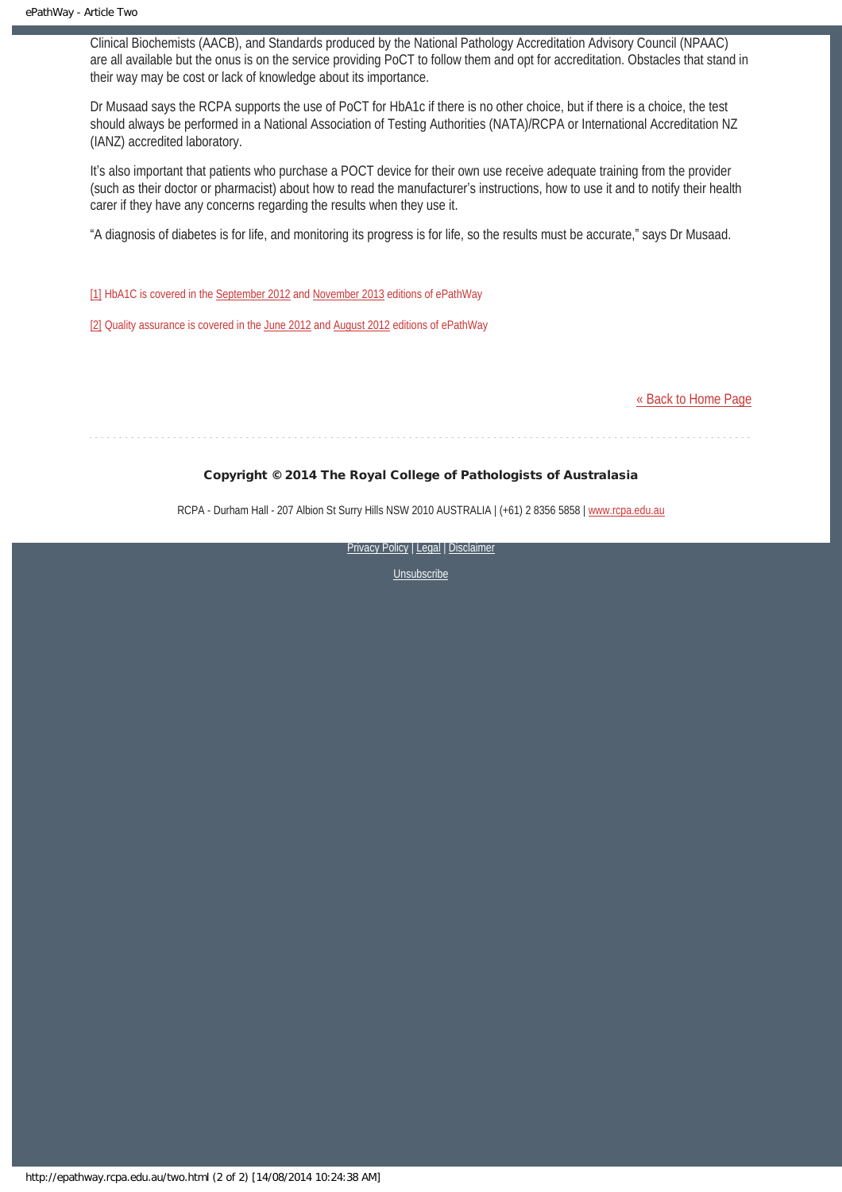Clinical Biochemists (AACB), and Standards produced by the National Pathology Accreditation Advisory Council (NPAAC) are all available but the onus is on the service providing PoCT to follow them and opt for accreditation. Obstacles that stand in their way may be cost or lack of knowledge about its importance.

Dr Musaad says the RCPA supports the use of PoCT for HbA1c if there is no other choice, but if there is a choice, the test should always be performed in a National Association of Testing Authorities (NATA)/RCPA or International Accreditation NZ (IANZ) accredited laboratory.

It's also important that patients who purchase a POCT device for their own use receive adequate training from the provider (such as their doctor or pharmacist) about how to read the manufacturer's instructions, how to use it and to notify their health carer if they have any concerns regarding the results when they use it.

"A diagnosis of diabetes is for life, and monitoring its progress is for life, so the results must be accurate," says Dr Musaad.

[1] HbA1C is covered in the September 2012 and November 2013 editions of ePathWay

[2] Quality assurance is covered in the June 2012 and August 2012 editions of ePathWay

« Back to Home Page

**Copyright © 2014 The Royal College of Pathologists of Australasia**

RCPA - Durham Hall - 207 Albion St Surry Hills NSW 2010 AUSTRALIA | (+61) 2 8356 5858 | www.rcpa.edu.au

Privacy Policy | Legal | Disclaimer

Unsubscribe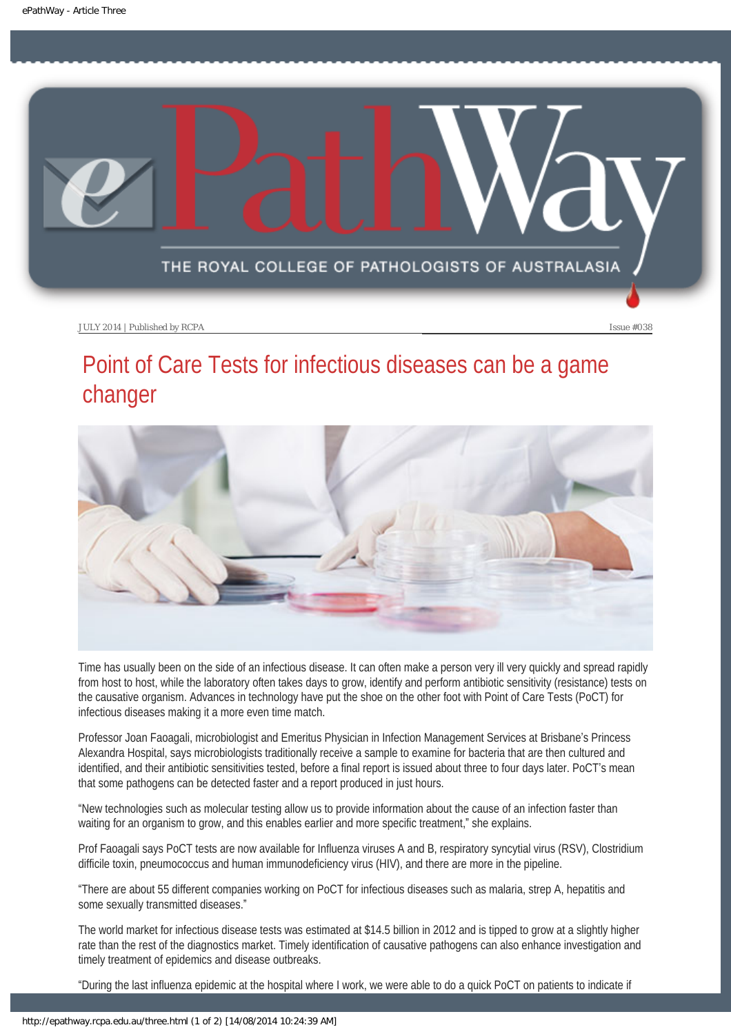JULY 2014 | Published by RCPA Issue #038

# Point of Care Tests for infectious diseases can be a game changer

Time has usually been on the side of an infectious disease. It can often make a person very ill very quickly and spread rapidly from host to host, while the laboratory often takes days to grow, identify and perform antibiotic sensitivity (resistance) tests on the causative organism. Advances in technology have put the shoe on the other foot with Point of Care Tests (PoCT) for infectious diseases making it a more even time match.

Professor Joan Faoagali, microbiologist and Emeritus Physician in Infection Management Services at Brisbane's Princess Alexandra Hospital, says microbiologists traditionally receive a sample to examine for bacteria that are then cultured and identified, and their antibiotic sensitivities tested, before a final report is issued about three to four days later. PoCT's mean that some pathogens can be detected faster and a report produced in just hours.

"New technologies such as molecular testing allow us to provide information about the cause of an infection faster than waiting for an organism to grow, and this enables earlier and more specific treatment," she explains.

Prof Faoagali says PoCT tests are now available for Influenza viruses A and B, respiratory syncytial virus (RSV), Clostridium difficile toxin, pneumococcus and human immunodeficiency virus (HIV), and there are more in the pipeline.

"There are about 55 different companies working on PoCT for infectious diseases such as malaria, strep A, hepatitis and some sexually transmitted diseases."

The world market for infectious disease tests was estimated at $14.5 billion in 2012 and is tipped to grow at a slightly higher rate than the rest of the diagnostics market. Timely identification of causative pathogens can also enhance investigation and timely treatment of epidemics and disease outbreaks.

"During the last influenza epidemic at the hospital where I work, we were able to do a quick PoCT on patients to indicate if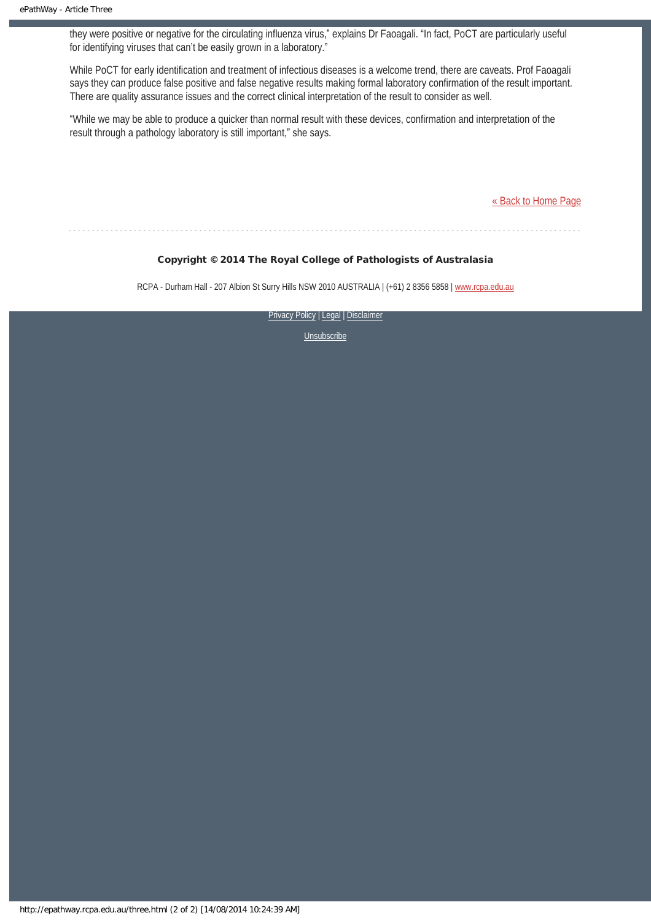they were positive or negative for the circulating influenza virus," explains Dr Faoagali. "In fact, PoCT are particularly useful for identifying viruses that can't be easily grown in a laboratory."

While PoCT for early identification and treatment of infectious diseases is a welcome trend, there are caveats. Prof Faoagali says they can produce false positive and false negative results making formal laboratory confirmation of the result important. There are quality assurance issues and the correct clinical interpretation of the result to consider as well.

"While we may be able to produce a quicker than normal result with these devices, confirmation and interpretation of the result through a pathology laboratory is still important," she says.

[« Back to Home Page]

**Copyright © 2014 The Royal College of Pathologists of Australasia**

RCPA - Durham Hall - 207 Albion St Surry Hills NSW 2010 AUSTRALIA | (+61) 2 8356 5858 | www.rcpa.edu.au

Privacy Policy | Legal | Disclaimer

Unsubscribe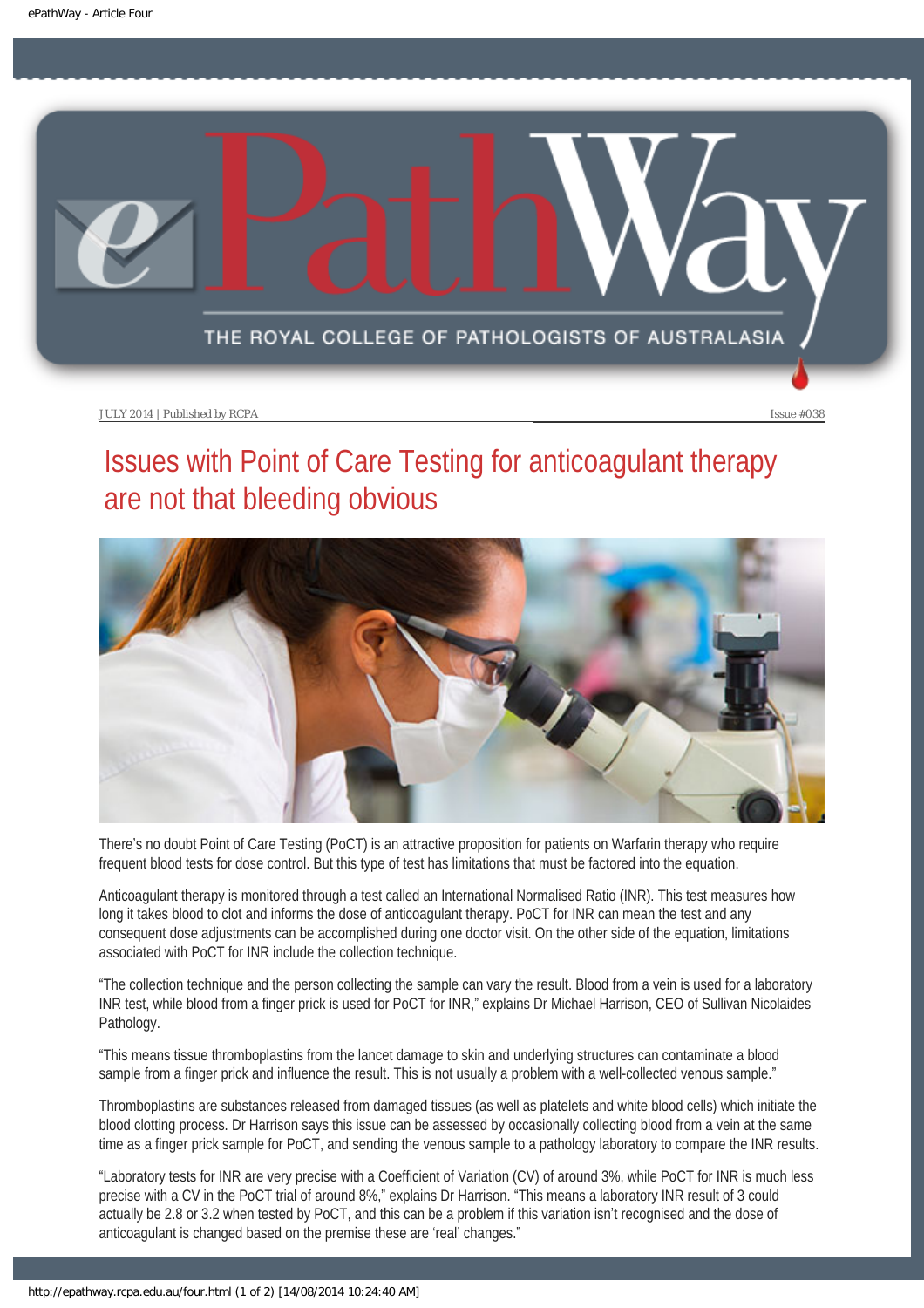# Issues with Point of Care Testing for anticoagulant therapy are not that bleeding obvious

There's no doubt Point of Care Testing (PoCT) is an attractive proposition for patients on Warfarin therapy who require frequent blood tests for dose control. But this type of test has limitations that must be factored into the equation.

Anticoagulant therapy is monitored through a test called an International Normalised Ratio (INR). This test measures how long it takes blood to clot and informs the dose of anticoagulant therapy. PoCT for INR can mean the test and any consequent dose adjustments can be accomplished during one doctor visit. On the other side of the equation, limitations associated with PoCT for INR include the collection technique.

"The collection technique and the person collecting the sample can vary the result. Blood from a vein is used for a laboratory INR test, while blood from a finger prick is used for PoCT for INR," explains Dr Michael Harrison, CEO of Sullivan Nicolaides Pathology.

"This means tissue thromboplastins from the lancet damage to skin and underlying structures can contaminate a blood sample from a finger prick and influence the result. This is not usually a problem with a well-collected venous sample."

Thromboplastins are substances released from damaged tissues (as well as platelets and white blood cells) which initiate the blood clotting process. Dr Harrison says this issue can be assessed by occasionally collecting blood from a vein at the same time as a finger prick sample for PoCT, and sending the venous sample to a pathology laboratory to compare the INR results.

"Laboratory tests for INR are very precise with a Coefficient of Variation (CV) of around 3%, while PoCT for INR is much less precise with a CV in the PoCT trial of around 8%," explains Dr Harrison. "This means a laboratory INR result of 3 could actually be 2.8 or 3.2 when tested by PoCT, and this can be a problem if this variation isn't recognised and the dose of anticoagulant is changed based on the premise these are 'real' changes."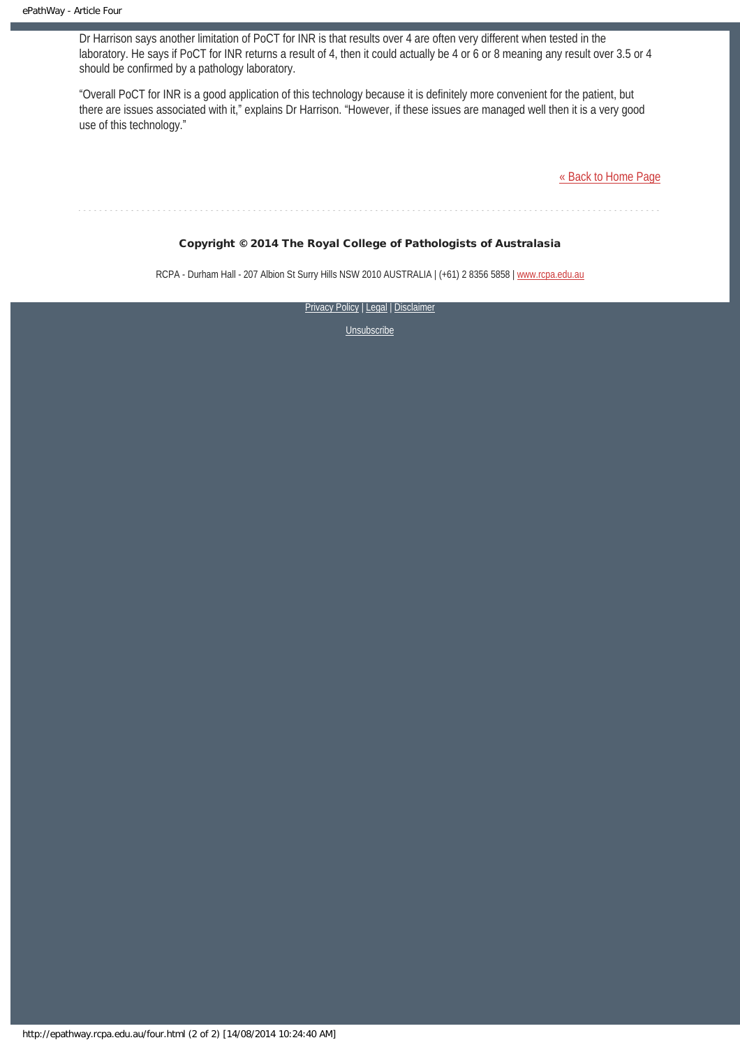Dr Harrison says another limitation of PoCT for INR is that results over 4 are often very different when tested in the laboratory. He says if PoCT for INR returns a result of 4, then it could actually be 4 or 6 or 8 meaning any result over 3.5 or 4 should be confirmed by a pathology laboratory.

"Overall PoCT for INR is a good application of this technology because it is definitely more convenient for the patient, but there are issues associated with it," explains Dr Harrison. "However, if these issues are managed well then it is a very good use of this technology."

« Back to Home Page

---

**Copyright © 2014 The Royal College of Pathologists of Australasia**

RCPA - Durham Hall - 207 Albion St Surry Hills NSW 2010 AUSTRALIA | (+61) 2 8356 5858 | www.rcpa.edu.au

Privacy Policy | Legal | Disclaimer

Unsubscribe